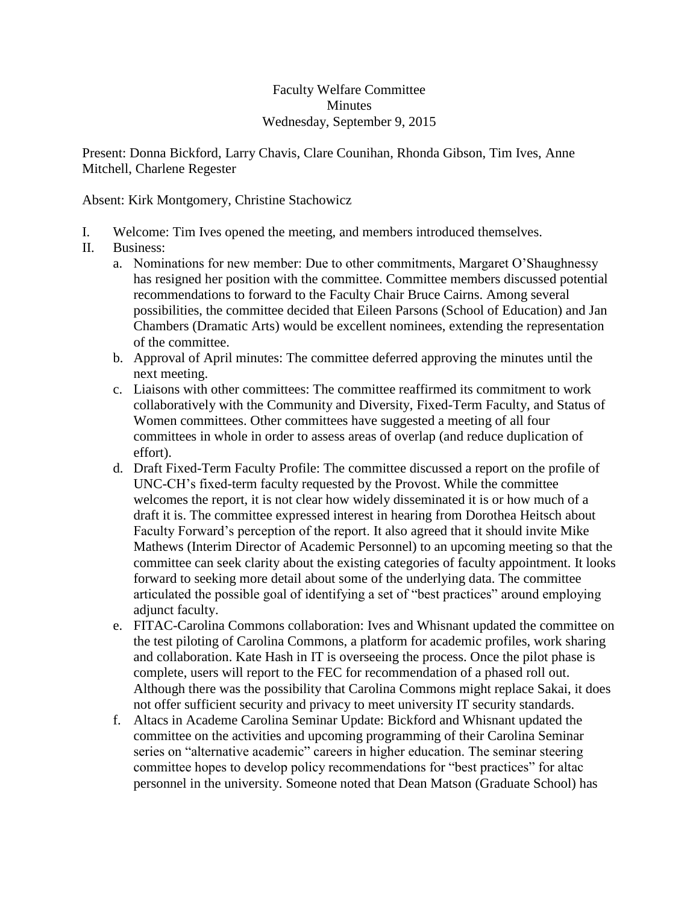Faculty Welfare Committee
Minutes
Wednesday, September 9, 2015

Present: Donna Bickford, Larry Chavis, Clare Counihan, Rhonda Gibson, Tim Ives, Anne Mitchell, Charlene Regester

Absent: Kirk Montgomery, Christine Stachowicz

I. Welcome: Tim Ives opened the meeting, and members introduced themselves.
II. Business:
   a. Nominations for new member: Due to other commitments, Margaret O'Shaughnessy has resigned her position with the committee. Committee members discussed potential recommendations to forward to the Faculty Chair Bruce Cairns. Among several possibilities, the committee decided that Eileen Parsons (School of Education) and Jan Chambers (Dramatic Arts) would be excellent nominees, extending the representation of the committee.
   b. Approval of April minutes: The committee deferred approving the minutes until the next meeting.
   c. Liaisons with other committees: The committee reaffirmed its commitment to work collaboratively with the Community and Diversity, Fixed-Term Faculty, and Status of Women committees. Other committees have suggested a meeting of all four committees in whole in order to assess areas of overlap (and reduce duplication of effort).
   d. Draft Fixed-Term Faculty Profile: The committee discussed a report on the profile of UNC-CH's fixed-term faculty requested by the Provost. While the committee welcomes the report, it is not clear how widely disseminated it is or how much of a draft it is. The committee expressed interest in hearing from Dorothea Heitsch about Faculty Forward's perception of the report. It also agreed that it should invite Mike Mathews (Interim Director of Academic Personnel) to an upcoming meeting so that the committee can seek clarity about the existing categories of faculty appointment. It looks forward to seeking more detail about some of the underlying data. The committee articulated the possible goal of identifying a set of "best practices" around employing adjunct faculty.
   e. FITAC-Carolina Commons collaboration: Ives and Whisnant updated the committee on the test piloting of Carolina Commons, a platform for academic profiles, work sharing and collaboration. Kate Hash in IT is overseeing the process. Once the pilot phase is complete, users will report to the FEC for recommendation of a phased roll out. Although there was the possibility that Carolina Commons might replace Sakai, it does not offer sufficient security and privacy to meet university IT security standards.
   f. Altacs in Academe Carolina Seminar Update: Bickford and Whisnant updated the committee on the activities and upcoming programming of their Carolina Seminar series on "alternative academic" careers in higher education. The seminar steering committee hopes to develop policy recommendations for "best practices" for altac personnel in the university. Someone noted that Dean Matson (Graduate School) has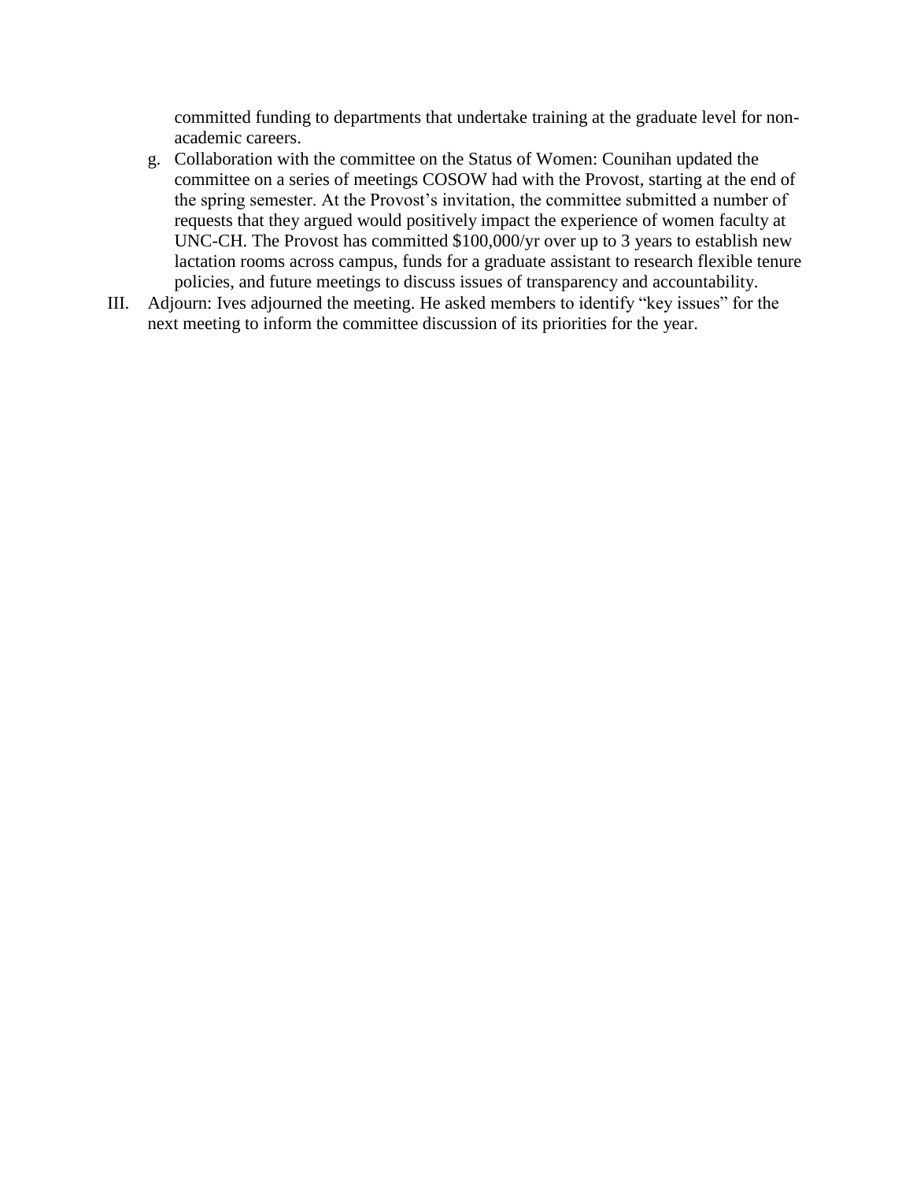committed funding to departments that undertake training at the graduate level for non-academic careers.

g. Collaboration with the committee on the Status of Women: Counihan updated the committee on a series of meetings COSOW had with the Provost, starting at the end of the spring semester. At the Provost's invitation, the committee submitted a number of requests that they argued would positively impact the experience of women faculty at UNC-CH. The Provost has committed $100,000/yr over up to 3 years to establish new lactation rooms across campus, funds for a graduate assistant to research flexible tenure policies, and future meetings to discuss issues of transparency and accountability.

III. Adjourn: Ives adjourned the meeting. He asked members to identify "key issues" for the next meeting to inform the committee discussion of its priorities for the year.